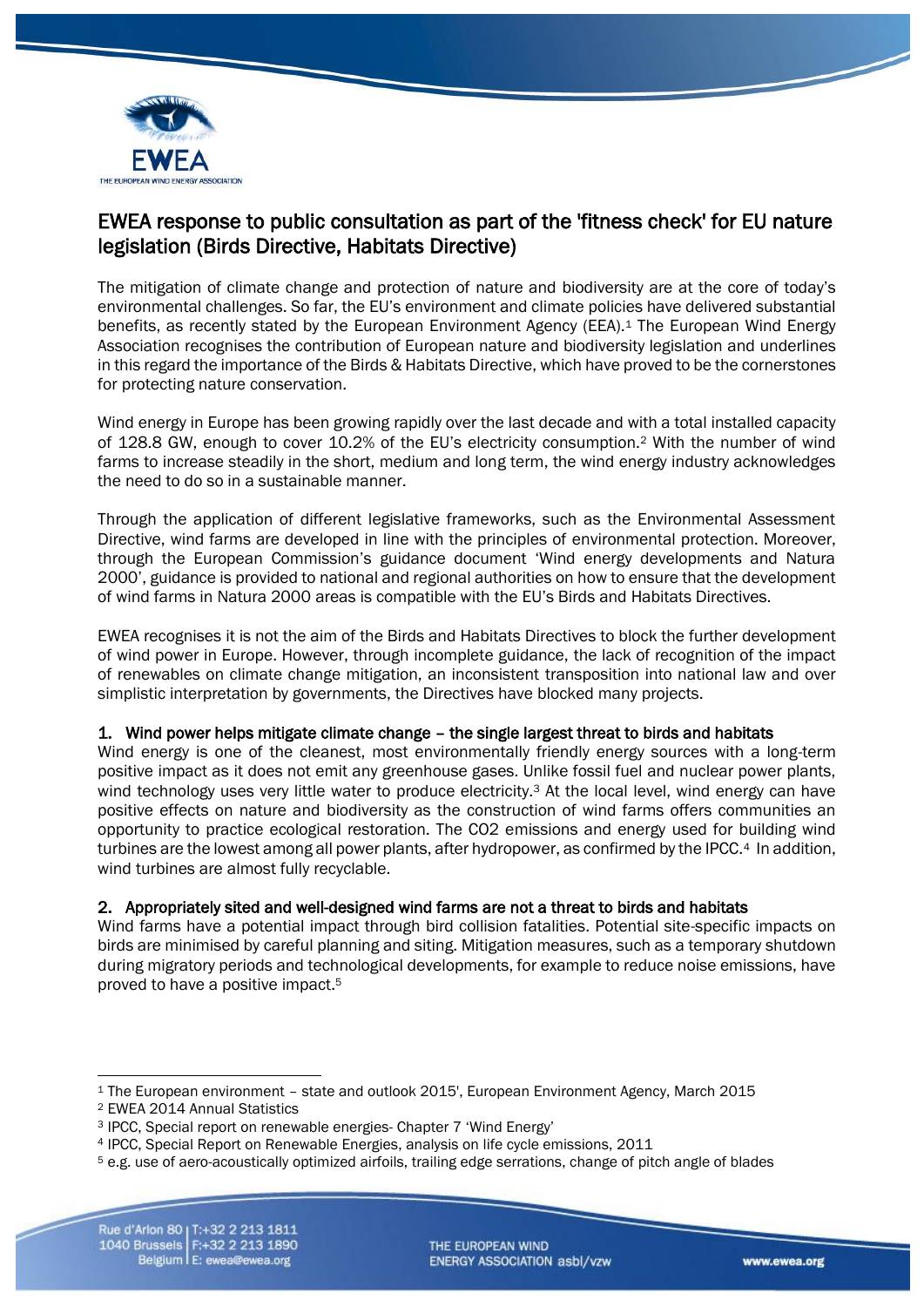# EWEA response to public consultation as part of the 'fitness check' for EU nature legislation (Birds Directive, Habitats Directive)

The mitigation of climate change and protection of nature and biodiversity are at the core of today's environmental challenges. So far, the EU's environment and climate policies have delivered substantial benefits, as recently stated by the European Environment Agency (EEA).[1] The European Wind Energy Association recognises the contribution of European nature and biodiversity legislation and underlines in this regard the importance of the Birds & Habitats Directive, which have proved to be the cornerstones for protecting nature conservation.

Wind energy in Europe has been growing rapidly over the last decade and with a total installed capacity of 128.8 GW, enough to cover 10.2% of the EU's electricity consumption.[2] With the number of wind farms to increase steadily in the short, medium and long term, the wind energy industry acknowledges the need to do so in a sustainable manner.

Through the application of different legislative frameworks, such as the Environmental Assessment Directive, wind farms are developed in line with the principles of environmental protection. Moreover, through the European Commission's guidance document 'Wind energy developments and Natura 2000', guidance is provided to national and regional authorities on how to ensure that the development of wind farms in Natura 2000 areas is compatible with the EU's Birds and Habitats Directives.

EWEA recognises it is not the aim of the Birds and Habitats Directives to block the further development of wind power in Europe. However, through incomplete guidance, the lack of recognition of the impact of renewables on climate change mitigation, an inconsistent transposition into national law and over simplistic interpretation by governments, the Directives have blocked many projects.

## 1. Wind power helps mitigate climate change – the single largest threat to birds and habitats

Wind energy is one of the cleanest, most environmentally friendly energy sources with a long-term positive impact as it does not emit any greenhouse gases. Unlike fossil fuel and nuclear power plants, wind technology uses very little water to produce electricity.[3] At the local level, wind energy can have positive effects on nature and biodiversity as the construction of wind farms offers communities an opportunity to practice ecological restoration. The CO2 emissions and energy used for building wind turbines are the lowest among all power plants, after hydropower, as confirmed by the IPCC.[4] In addition, wind turbines are almost fully recyclable.

## 2. Appropriately sited and well-designed wind farms are not a threat to birds and habitats

Wind farms have a potential impact through bird collision fatalities. Potential site-specific impacts on birds are minimised by careful planning and siting. Mitigation measures, such as a temporary shutdown during migratory periods and technological developments, for example to reduce noise emissions, have proved to have a positive impact.[5]

---

[1] The European environment – state and outlook 2015', European Environment Agency, March 2015

[2] EWEA 2014 Annual Statistics

[3] IPCC, Special report on renewable energies- Chapter 7 'Wind Energy'

[4] IPCC, Special Report on Renewable Energies, analysis on life cycle emissions, 2011

[5] e.g. use of aero-acoustically optimized airfoils, trailing edge serrations, change of pitch angle of blades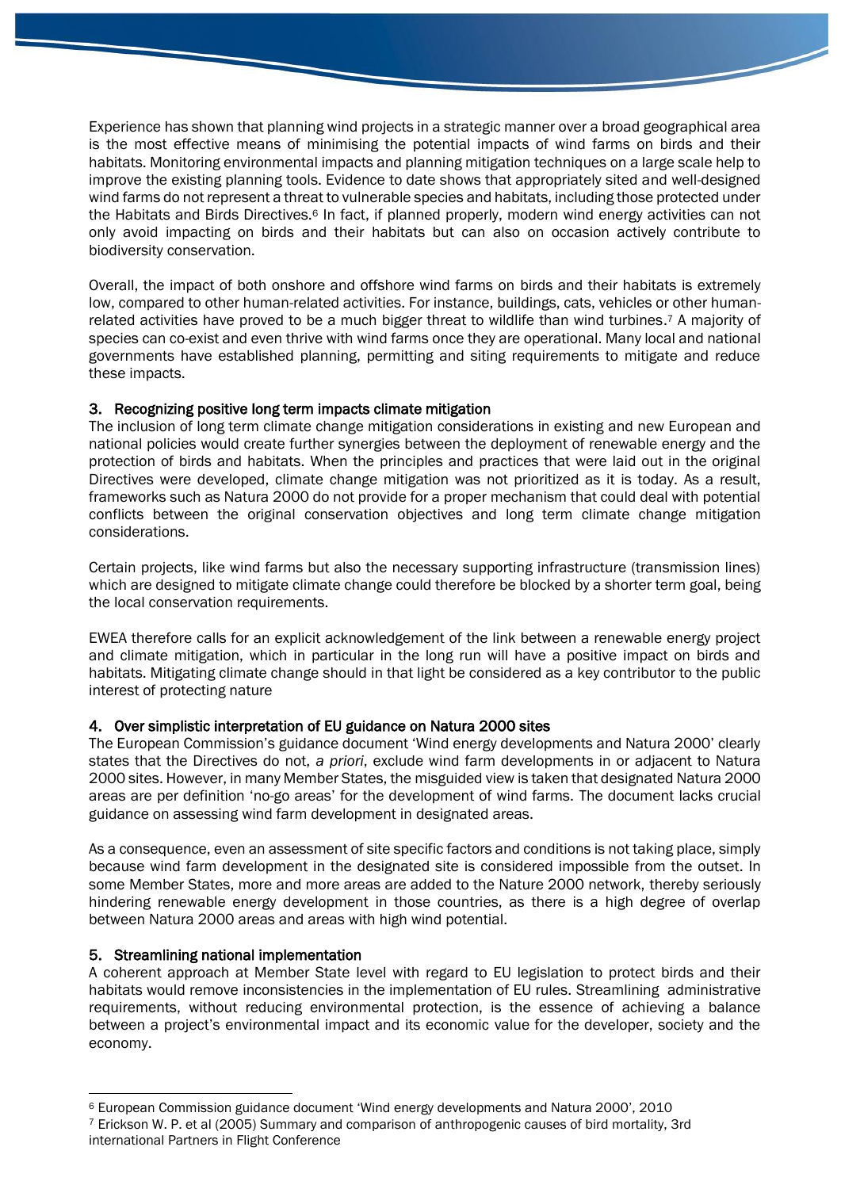Experience has shown that planning wind projects in a strategic manner over a broad geographical area is the most effective means of minimising the potential impacts of wind farms on birds and their habitats. Monitoring environmental impacts and planning mitigation techniques on a large scale help to improve the existing planning tools. Evidence to date shows that appropriately sited and well-designed wind farms do not represent a threat to vulnerable species and habitats, including those protected under the Habitats and Birds Directives.[6] In fact, if planned properly, modern wind energy activities can not only avoid impacting on birds and their habitats but can also on occasion actively contribute to biodiversity conservation.

Overall, the impact of both onshore and offshore wind farms on birds and their habitats is extremely low, compared to other human-related activities. For instance, buildings, cats, vehicles or other human-related activities have proved to be a much bigger threat to wildlife than wind turbines.[7] A majority of species can co-exist and even thrive with wind farms once they are operational. Many local and national governments have established planning, permitting and siting requirements to mitigate and reduce these impacts.

### 3. Recognizing positive long term impacts climate mitigation

The inclusion of long term climate change mitigation considerations in existing and new European and national policies would create further synergies between the deployment of renewable energy and the protection of birds and habitats. When the principles and practices that were laid out in the original Directives were developed, climate change mitigation was not prioritized as it is today. As a result, frameworks such as Natura 2000 do not provide for a proper mechanism that could deal with potential conflicts between the original conservation objectives and long term climate change mitigation considerations.

Certain projects, like wind farms but also the necessary supporting infrastructure (transmission lines) which are designed to mitigate climate change could therefore be blocked by a shorter term goal, being the local conservation requirements.

EWEA therefore calls for an explicit acknowledgement of the link between a renewable energy project and climate mitigation, which in particular in the long run will have a positive impact on birds and habitats. Mitigating climate change should in that light be considered as a key contributor to the public interest of protecting nature

### 4. Over simplistic interpretation of EU guidance on Natura 2000 sites

The European Commission's guidance document 'Wind energy developments and Natura 2000' clearly states that the Directives do not, *a priori*, exclude wind farm developments in or adjacent to Natura 2000 sites. However, in many Member States, the misguided view is taken that designated Natura 2000 areas are per definition 'no-go areas' for the development of wind farms. The document lacks crucial guidance on assessing wind farm development in designated areas.

As a consequence, even an assessment of site specific factors and conditions is not taking place, simply because wind farm development in the designated site is considered impossible from the outset. In some Member States, more and more areas are added to the Nature 2000 network, thereby seriously hindering renewable energy development in those countries, as there is a high degree of overlap between Natura 2000 areas and areas with high wind potential.

### 5. Streamlining national implementation

A coherent approach at Member State level with regard to EU legislation to protect birds and their habitats would remove inconsistencies in the implementation of EU rules. Streamlining administrative requirements, without reducing environmental protection, is the essence of achieving a balance between a project's environmental impact and its economic value for the developer, society and the economy.

---

[6] European Commission guidance document 'Wind energy developments and Natura 2000', 2010

[7] Erickson W. P. et al (2005) Summary and comparison of anthropogenic causes of bird mortality, 3rd international Partners in Flight Conference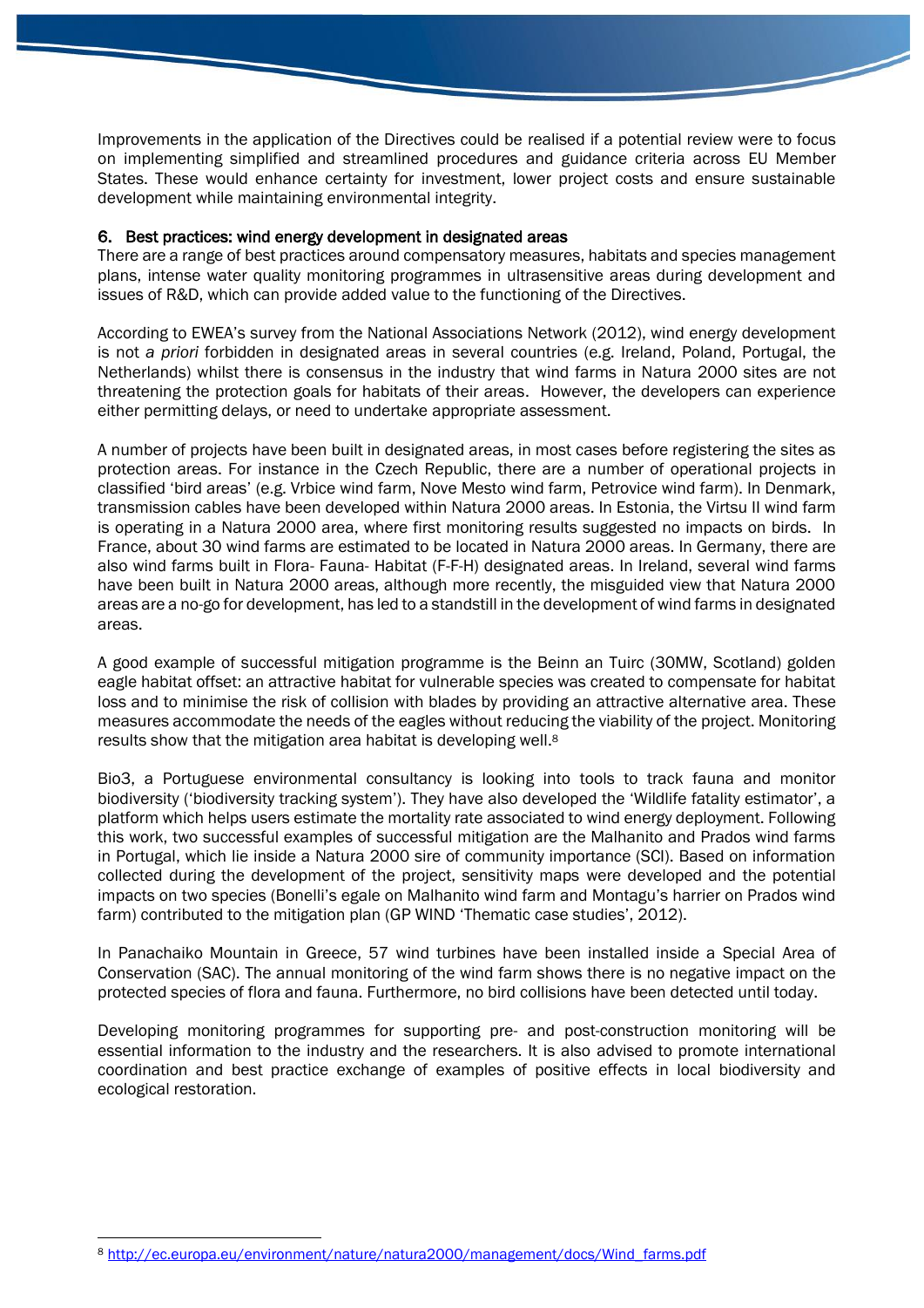Improvements in the application of the Directives could be realised if a potential review were to focus on implementing simplified and streamlined procedures and guidance criteria across EU Member States. These would enhance certainty for investment, lower project costs and ensure sustainable development while maintaining environmental integrity.

## 6. Best practices: wind energy development in designated areas

There are a range of best practices around compensatory measures, habitats and species management plans, intense water quality monitoring programmes in ultrasensitive areas during development and issues of R&D, which can provide added value to the functioning of the Directives.

According to EWEA's survey from the National Associations Network (2012), wind energy development is not *a priori* forbidden in designated areas in several countries (e.g. Ireland, Poland, Portugal, the Netherlands) whilst there is consensus in the industry that wind farms in Natura 2000 sites are not threatening the protection goals for habitats of their areas. However, the developers can experience either permitting delays, or need to undertake appropriate assessment.

A number of projects have been built in designated areas, in most cases before registering the sites as protection areas. For instance in the Czech Republic, there are a number of operational projects in classified 'bird areas' (e.g. Vrbice wind farm, Nove Mesto wind farm, Petrovice wind farm). In Denmark, transmission cables have been developed within Natura 2000 areas. In Estonia, the Virtsu II wind farm is operating in a Natura 2000 area, where first monitoring results suggested no impacts on birds. In France, about 30 wind farms are estimated to be located in Natura 2000 areas. In Germany, there are also wind farms built in Flora- Fauna- Habitat (F-F-H) designated areas. In Ireland, several wind farms have been built in Natura 2000 areas, although more recently, the misguided view that Natura 2000 areas are a no-go for development, has led to a standstill in the development of wind farms in designated areas.

A good example of successful mitigation programme is the Beinn an Tuirc (30MW, Scotland) golden eagle habitat offset: an attractive habitat for vulnerable species was created to compensate for habitat loss and to minimise the risk of collision with blades by providing an attractive alternative area. These measures accommodate the needs of the eagles without reducing the viability of the project. Monitoring results show that the mitigation area habitat is developing well.[8]

Bio3, a Portuguese environmental consultancy is looking into tools to track fauna and monitor biodiversity ('biodiversity tracking system'). They have also developed the 'Wildlife fatality estimator', a platform which helps users estimate the mortality rate associated to wind energy deployment. Following this work, two successful examples of successful mitigation are the Malhanito and Prados wind farms in Portugal, which lie inside a Natura 2000 sire of community importance (SCI). Based on information collected during the development of the project, sensitivity maps were developed and the potential impacts on two species (Bonelli's egale on Malhanito wind farm and Montagu's harrier on Prados wind farm) contributed to the mitigation plan (GP WIND 'Thematic case studies', 2012).

In Panachaiko Mountain in Greece, 57 wind turbines have been installed inside a Special Area of Conservation (SAC). The annual monitoring of the wind farm shows there is no negative impact on the protected species of flora and fauna. Furthermore, no bird collisions have been detected until today.

Developing monitoring programmes for supporting pre- and post-construction monitoring will be essential information to the industry and the researchers. It is also advised to promote international coordination and best practice exchange of examples of positive effects in local biodiversity and ecological restoration.

[8] http://ec.europa.eu/environment/nature/natura2000/management/docs/Wind_farms.pdf